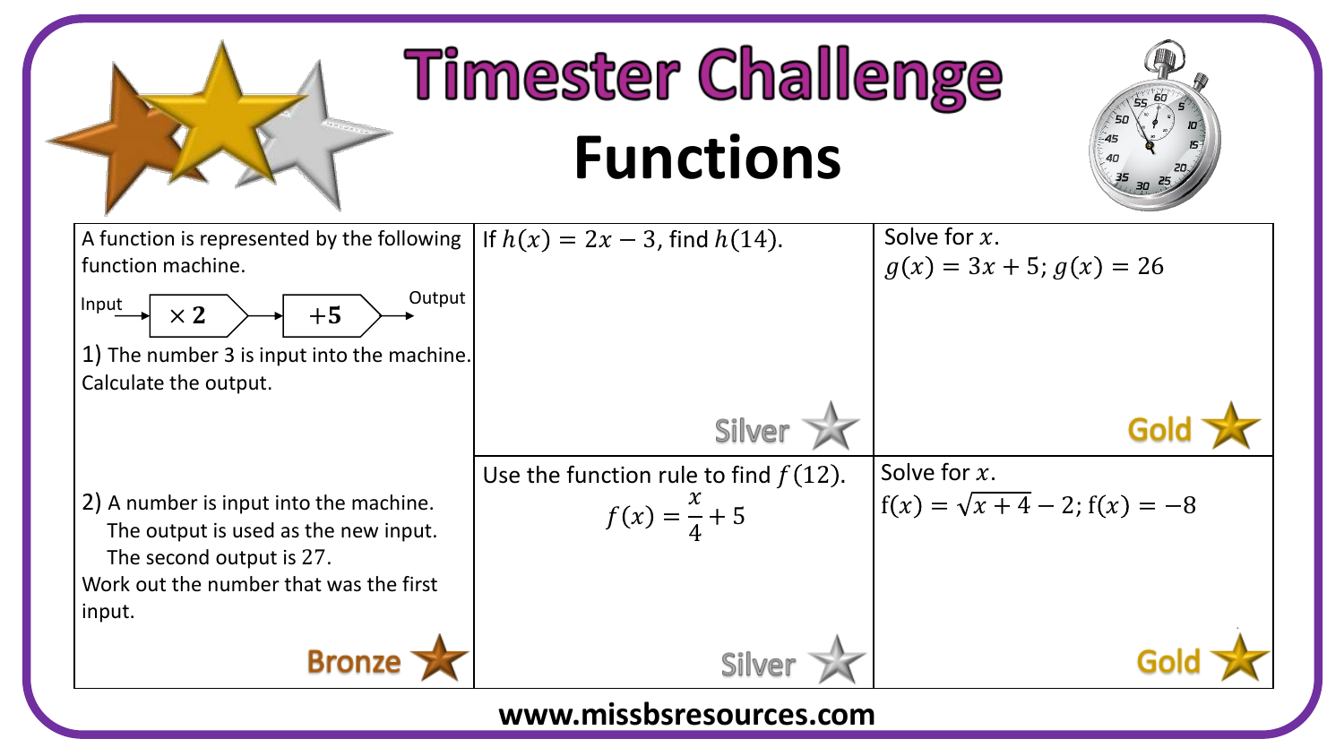# Timester Challenge

## Functions

A function is represented by the following function machine.

Input → $\times 2$ → $+5$ → Output

1) The number 3 is input into the machine. Calculate the output.

2) A number is input into the machine.
   The output is used as the new input.
   The second output is 27.

Work out the number that was the first input.

**Bronze**

---

If $h(x) = 2x - 3$, find $h(14)$.

**Silver**

---

Solve for $x$.

$g(x) = 3x + 5$; $g(x) = 26$

**Gold**

---

Use the function rule to find $f(12)$.

$$f(x) = \frac{x}{4} + 5$$

**Silver**

---

Solve for $x$.

$\mathrm{f}(x) = \sqrt{x + 4} - 2$; $\mathrm{f}(x) = -8$

**Gold**

---

www.missbsresources.com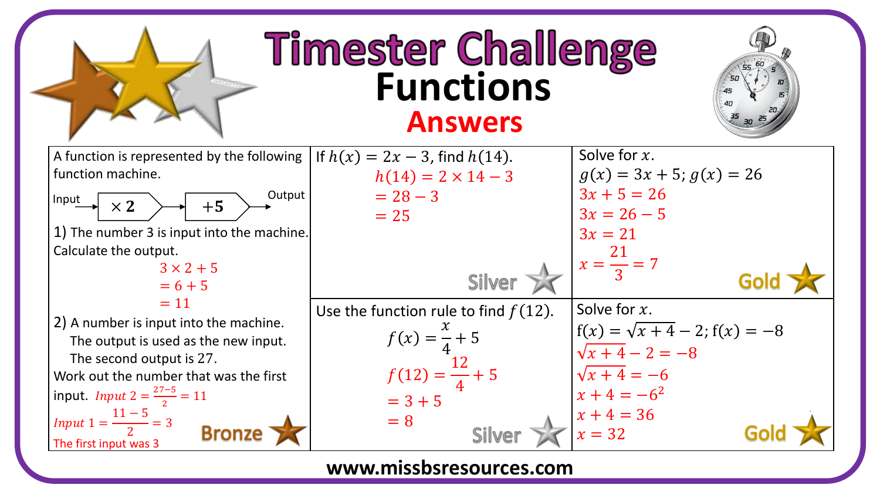# Timester Challenge

## Functions

### Answers

A function is represented by the following function machine.

Input → $\times 2$ → $+5$ → Output

1) The number 3 is input into the machine. Calculate the output.

$$3 \times 2 + 5$$
$$= 6 + 5$$
$$= 11$$

2) A number is input into the machine. The output is used as the new input. The second output is 27.

Work out the number that was the first input. $Input\ 2 = \frac{27-5}{2} = 11$

$Input\ 1 = \frac{11-5}{2} = 3$

The first input was 3

**Bronze**

---

If $h(x) = 2x - 3$, find $h(14)$.

$$h(14) = 2 \times 14 - 3$$
$$= 28 - 3$$
$$= 25$$

**Silver**

---

Solve for $x$.

$g(x) = 3x + 5;\ g(x) = 26$

$$3x + 5 = 26$$
$$3x = 26 - 5$$
$$3x = 21$$
$$x = \frac{21}{3} = 7$$

**Gold**

---

Use the function rule to find $f(12)$.

$$f(x) = \frac{x}{4} + 5$$
$$f(12) = \frac{12}{4} + 5$$
$$= 3 + 5$$
$$= 8$$

**Silver**

---

Solve for $x$.

$f(x) = \sqrt{x+4} - 2;\ f(x) = -8$

$$\sqrt{x+4} - 2 = -8$$
$$\sqrt{x+4} = -6$$
$$x + 4 = -6^2$$
$$x + 4 = 36$$
$$x = 32$$

**Gold**

www.missbsresources.com